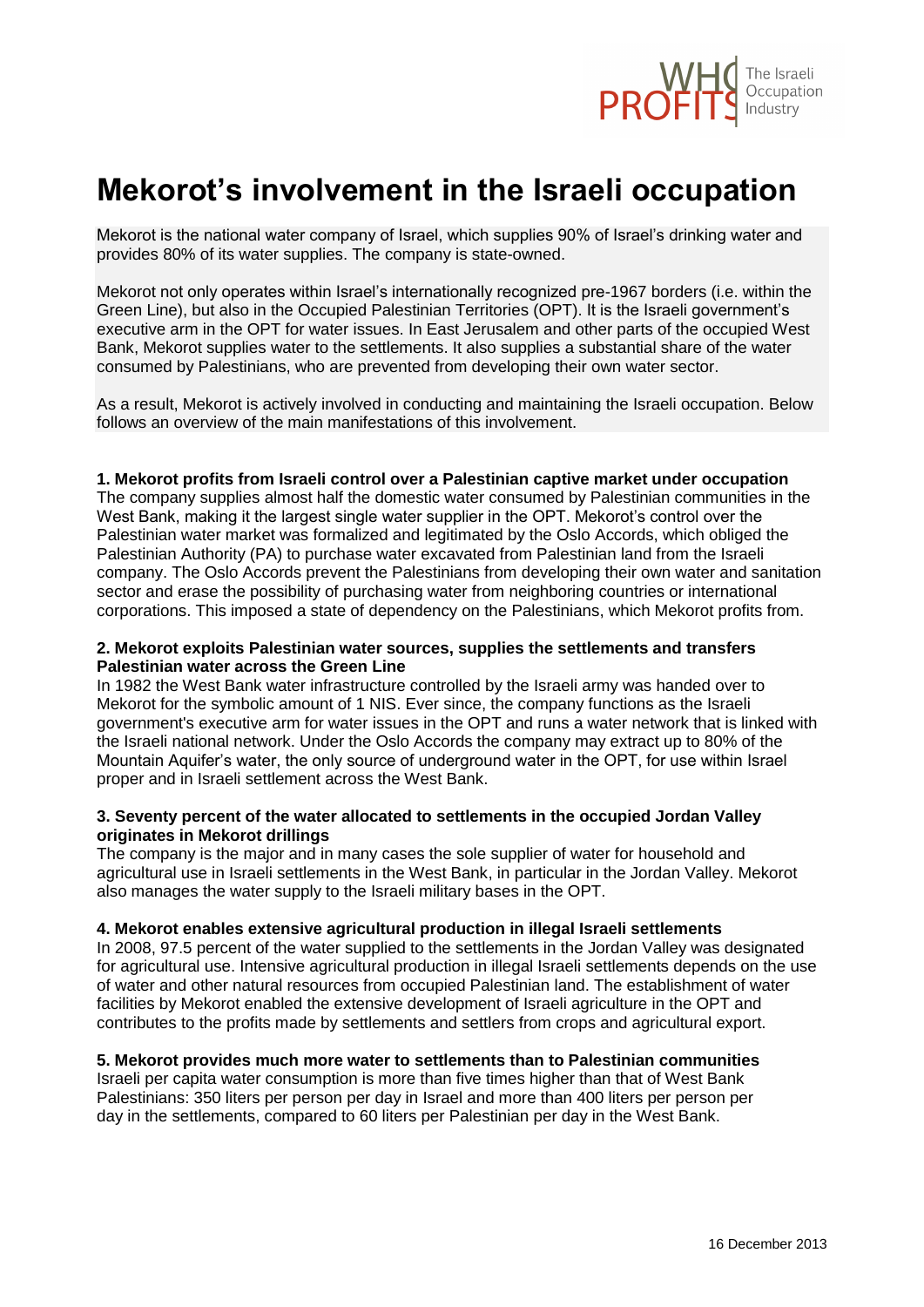# Mekorot's involvement in the Israeli occupation

Mekorot is the national water company of Israel, which supplies 90% of Israel's drinking water and provides 80% of its water supplies. The company is state-owned.

Mekorot not only operates within Israel's internationally recognized pre-1967 borders (i.e. within the Green Line), but also in the Occupied Palestinian Territories (OPT). It is the Israeli government's executive arm in the OPT for water issues. In East Jerusalem and other parts of the occupied West Bank, Mekorot supplies water to the settlements. It also supplies a substantial share of the water consumed by Palestinians, who are prevented from developing their own water sector.

As a result, Mekorot is actively involved in conducting and maintaining the Israeli occupation. Below follows an overview of the main manifestations of this involvement.

**1. Mekorot profits from Israeli control over a Palestinian captive market under occupation**
The company supplies almost half the domestic water consumed by Palestinian communities in the West Bank, making it the largest single water supplier in the OPT. Mekorot's control over the Palestinian water market was formalized and legitimated by the Oslo Accords, which obliged the Palestinian Authority (PA) to purchase water excavated from Palestinian land from the Israeli company. The Oslo Accords prevent the Palestinians from developing their own water and sanitation sector and erase the possibility of purchasing water from neighboring countries or international corporations. This imposed a state of dependency on the Palestinians, which Mekorot profits from.

**2. Mekorot exploits Palestinian water sources, supplies the settlements and transfers Palestinian water across the Green Line**
In 1982 the West Bank water infrastructure controlled by the Israeli army was handed over to Mekorot for the symbolic amount of 1 NIS. Ever since, the company functions as the Israeli government's executive arm for water issues in the OPT and runs a water network that is linked with the Israeli national network. Under the Oslo Accords the company may extract up to 80% of the Mountain Aquifer's water, the only source of underground water in the OPT, for use within Israel proper and in Israeli settlement across the West Bank.

**3. Seventy percent of the water allocated to settlements in the occupied Jordan Valley originates in Mekorot drillings**
The company is the major and in many cases the sole supplier of water for household and agricultural use in Israeli settlements in the West Bank, in particular in the Jordan Valley. Mekorot also manages the water supply to the Israeli military bases in the OPT.

**4. Mekorot enables extensive agricultural production in illegal Israeli settlements**
In 2008, 97.5 percent of the water supplied to the settlements in the Jordan Valley was designated for agricultural use. Intensive agricultural production in illegal Israeli settlements depends on the use of water and other natural resources from occupied Palestinian land. The establishment of water facilities by Mekorot enabled the extensive development of Israeli agriculture in the OPT and contributes to the profits made by settlements and settlers from crops and agricultural export.

**5. Mekorot provides much more water to settlements than to Palestinian communities**
Israeli per capita water consumption is more than five times higher than that of West Bank Palestinians: 350 liters per person per day in Israel and more than 400 liters per person per day in the settlements, compared to 60 liters per Palestinian per day in the West Bank.

16 December 2013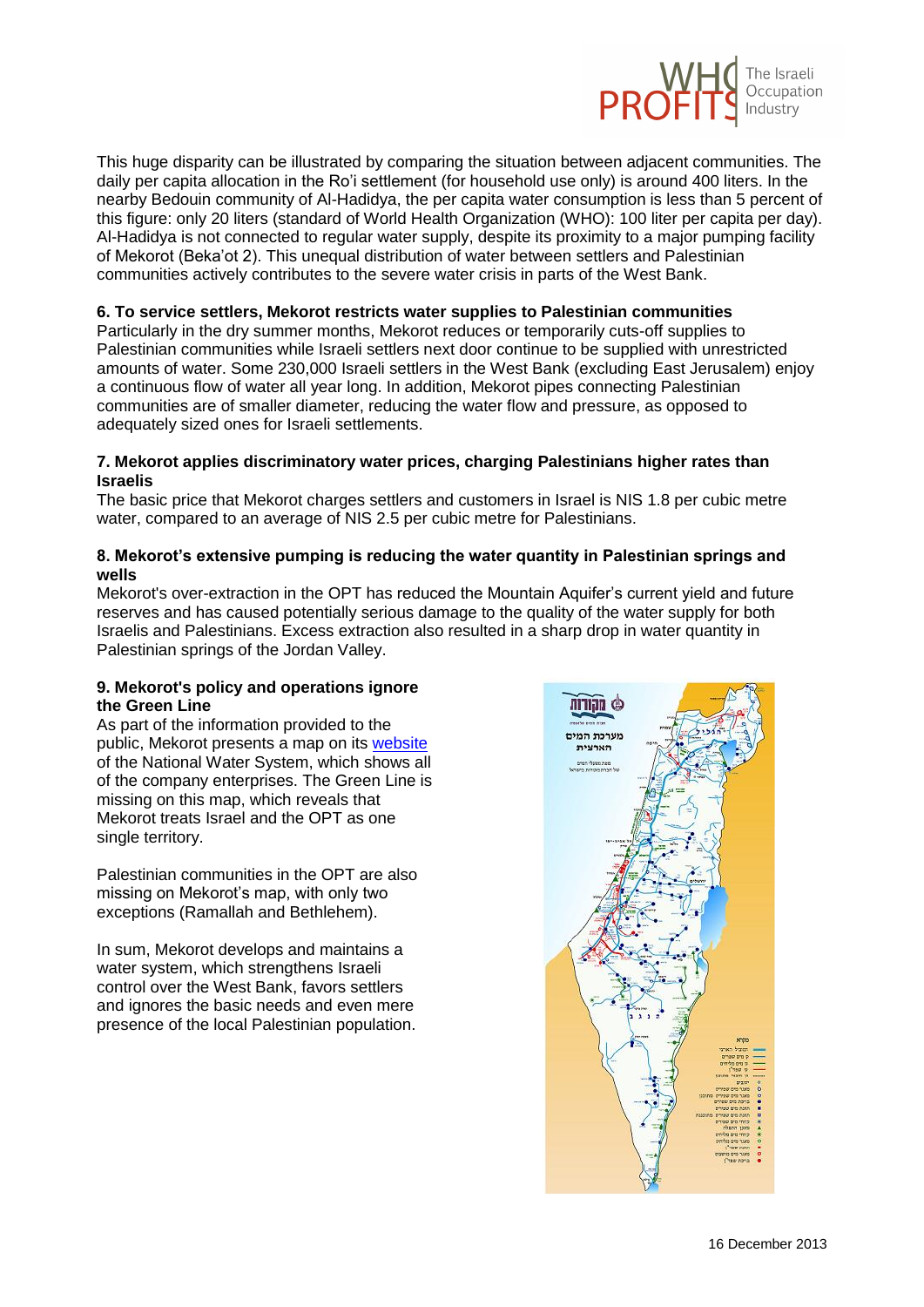This huge disparity can be illustrated by comparing the situation between adjacent communities. The daily per capita allocation in the Ro'i settlement (for household use only) is around 400 liters. In the nearby Bedouin community of Al-Hadidya, the per capita water consumption is less than 5 percent of this figure: only 20 liters (standard of World Health Organization (WHO): 100 liter per capita per day). Al-Hadidya is not connected to regular water supply, despite its proximity to a major pumping facility of Mekorot (Beka'ot 2). This unequal distribution of water between settlers and Palestinian communities actively contributes to the severe water crisis in parts of the West Bank.

**6. To service settlers, Mekorot restricts water supplies to Palestinian communities**

Particularly in the dry summer months, Mekorot reduces or temporarily cuts-off supplies to Palestinian communities while Israeli settlers next door continue to be supplied with unrestricted amounts of water. Some 230,000 Israeli settlers in the West Bank (excluding East Jerusalem) enjoy a continuous flow of water all year long. In addition, Mekorot pipes connecting Palestinian communities are of smaller diameter, reducing the water flow and pressure, as opposed to adequately sized ones for Israeli settlements.

**7. Mekorot applies discriminatory water prices, charging Palestinians higher rates than Israelis**

The basic price that Mekorot charges settlers and customers in Israel is NIS 1.8 per cubic metre water, compared to an average of NIS 2.5 per cubic metre for Palestinians.

**8. Mekorot's extensive pumping is reducing the water quantity in Palestinian springs and wells**

Mekorot's over-extraction in the OPT has reduced the Mountain Aquifer's current yield and future reserves and has caused potentially serious damage to the quality of the water supply for both Israelis and Palestinians. Excess extraction also resulted in a sharp drop in water quantity in Palestinian springs of the Jordan Valley.

**9. Mekorot's policy and operations ignore the Green Line**

As part of the information provided to the public, Mekorot presents a map on its website of the National Water System, which shows all of the company enterprises. The Green Line is missing on this map, which reveals that Mekorot treats Israel and the OPT as one single territory.

Palestinian communities in the OPT are also missing on Mekorot's map, with only two exceptions (Ramallah and Bethlehem).

In sum, Mekorot develops and maintains a water system, which strengthens Israeli control over the West Bank, favors settlers and ignores the basic needs and even mere presence of the local Palestinian population.